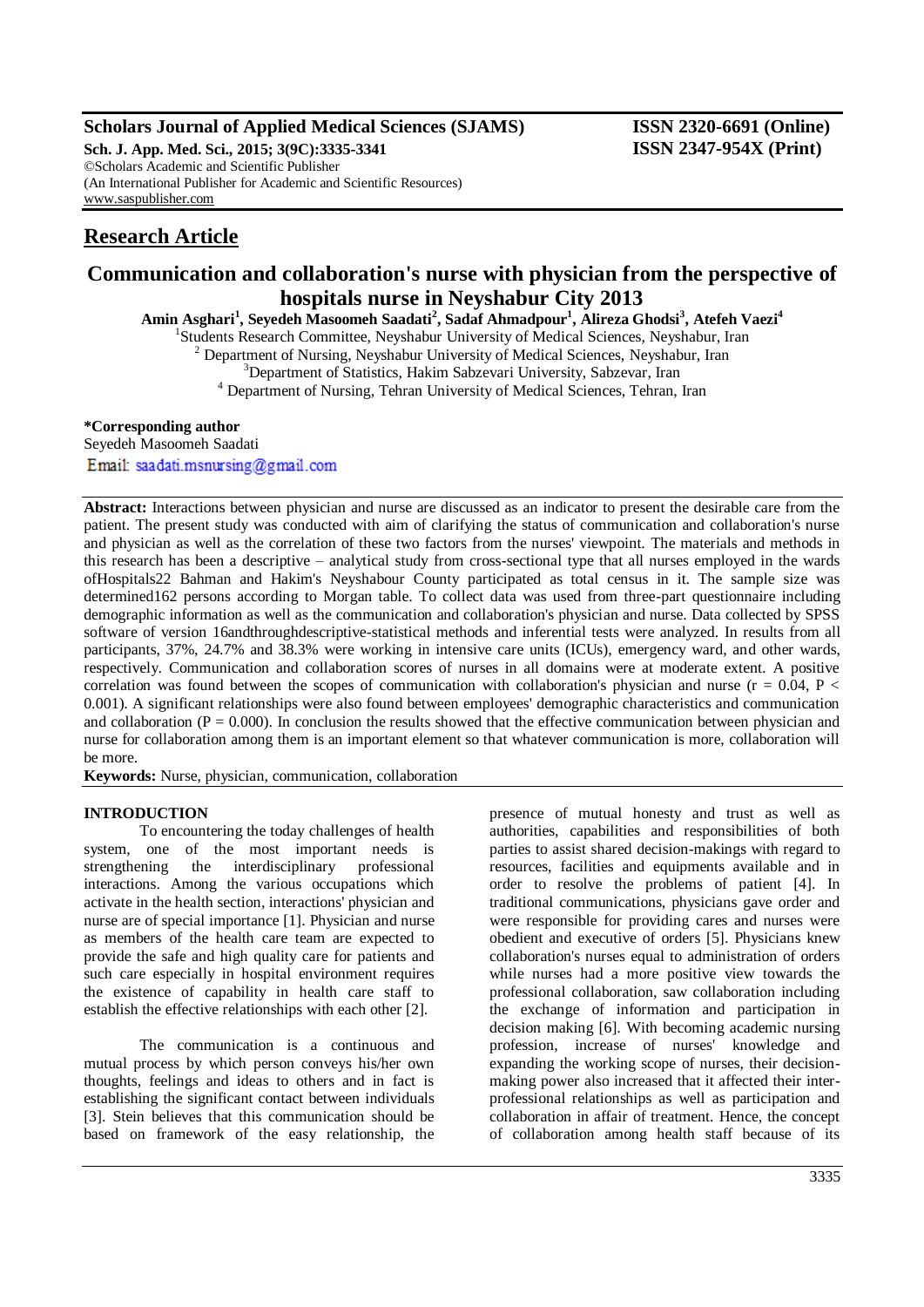**Scholars Journal of Applied Medical Sciences (SJAMS)**
**ISSN 2320-6691 (Online)**
**Sch. J. App. Med. Sci., 2015; 3(9C):3335-3341**
**ISSN 2347-954X (Print)**
©Scholars Academic and Scientific Publisher
(An International Publisher for Academic and Scientific Resources)
www.saspublisher.com

## Research Article

# Communication and collaboration's nurse with physician from the perspective of hospitals nurse in Neyshabur City 2013

**Amin Asghari[1], Seyedeh Masoomeh Saadati[2], Sadaf Ahmadpour[1], Alireza Ghodsi[3], Atefeh Vaezi[4]**

[1]Students Research Committee, Neyshabur University of Medical Sciences, Neyshabur, Iran
[2] Department of Nursing, Neyshabur University of Medical Sciences, Neyshabur, Iran
[3]Department of Statistics, Hakim Sabzevari University, Sabzevar, Iran
[4] Department of Nursing, Tehran University of Medical Sciences, Tehran, Iran

**\*Corresponding author**
Seyedeh Masoomeh Saadati
Email: saadati.msnursing@gmail.com

**Abstract:** Interactions between physician and nurse are discussed as an indicator to present the desirable care from the patient. The present study was conducted with aim of clarifying the status of communication and collaboration's nurse and physician as well as the correlation of these two factors from the nurses' viewpoint. The materials and methods in this research has been a descriptive – analytical study from cross-sectional type that all nurses employed in the wards ofHospitals22 Bahman and Hakim's Neyshabour County participated as total census in it. The sample size was determined162 persons according to Morgan table. To collect data was used from three-part questionnaire including demographic information as well as the communication and collaboration's physician and nurse. Data collected by SPSS software of version 16andthroughdescriptive-statistical methods and inferential tests were analyzed. In results from all participants, 37%, 24.7% and 38.3% were working in intensive care units (ICUs), emergency ward, and other wards, respectively. Communication and collaboration scores of nurses in all domains were at moderate extent. A positive correlation was found between the scopes of communication with collaboration's physician and nurse ($r = 0.04$, $P < 0.001$). A significant relationships were also found between employees' demographic characteristics and communication and collaboration ($P = 0.000$). In conclusion the results showed that the effective communication between physician and nurse for collaboration among them is an important element so that whatever communication is more, collaboration will be more.

**Keywords:** Nurse, physician, communication, collaboration

## INTRODUCTION

To encountering the today challenges of health system, one of the most important needs is strengthening the interdisciplinary professional interactions. Among the various occupations which activate in the health section, interactions' physician and nurse are of special importance [1]. Physician and nurse as members of the health care team are expected to provide the safe and high quality for patients and such care especially in hospital environment requires the existence of capability in health care staff to establish the effective relationships with each other [2].

The communication is a continuous and mutual process by which person conveys his/her own thoughts, feelings and ideas to others and in fact is establishing the significant contact between individuals [3]. Stein believes that this communication should be based on framework of the easy relationship, the presence of mutual honesty and trust as well as authorities, capabilities and responsibilities of both parties to assist shared decision-makings with regard to resources, facilities and equipments available and in order to resolve the problems of patient [4]. In traditional communications, physicians gave order and were responsible for providing cares and nurses were obedient and executive of orders [5]. Physicians knew collaboration's nurses equal to administration of orders while nurses had a more positive view towards the professional collaboration, saw collaboration including the exchange of information and participation in decision making [6]. With becoming academic nursing profession, increase of nurses' knowledge and expanding the working scope of nurses, their decision-making power also increased that it affected their inter-professional relationships as well as participation and collaboration in affair of treatment. Hence, the concept of collaboration among health staff because of its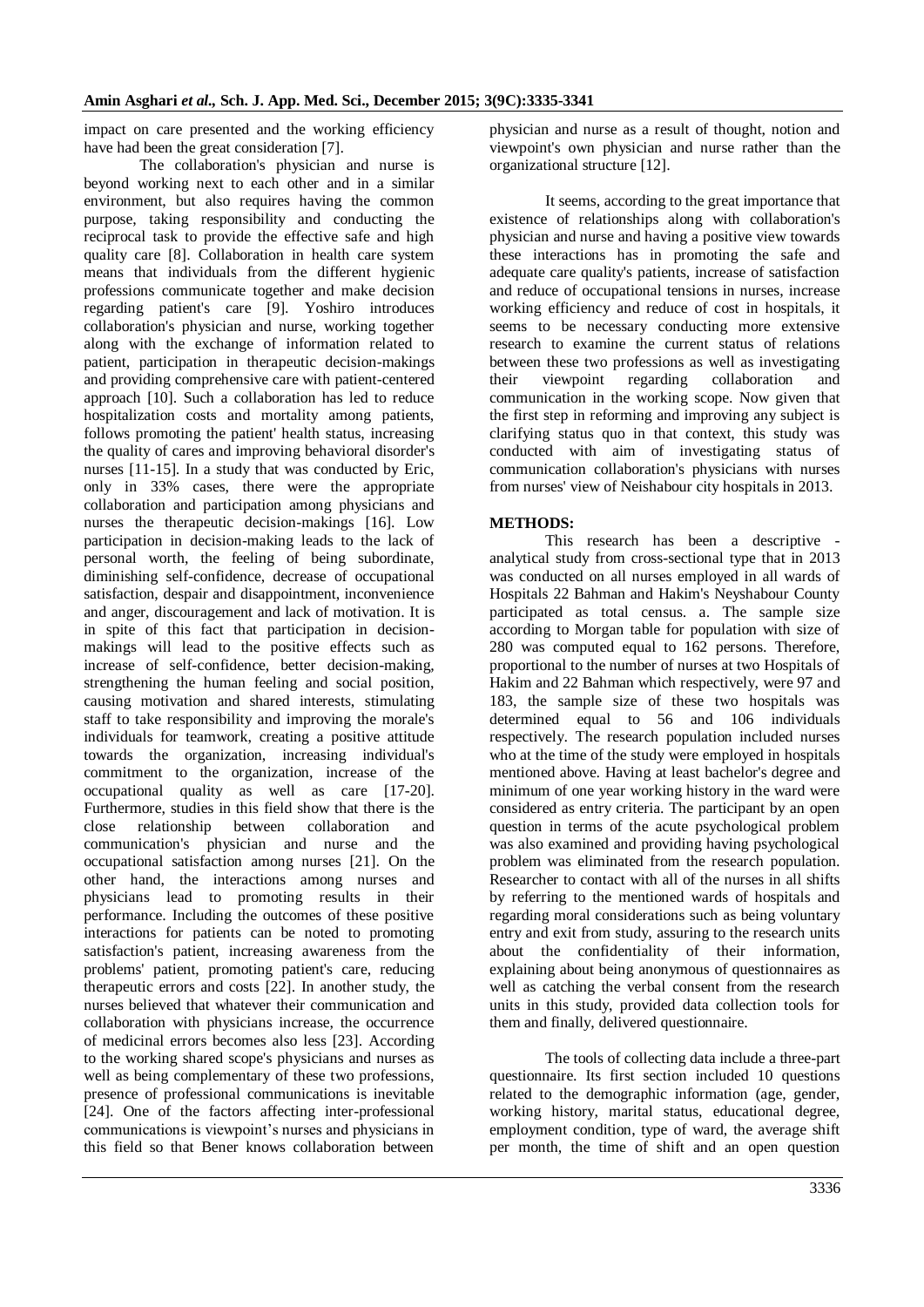impact on care presented and the working efficiency have had been the great consideration [7].

The collaboration's physician and nurse is beyond working next to each other and in a similar environment, but also requires having the common purpose, taking responsibility and conducting the reciprocal task to provide the effective safe and high quality care [8]. Collaboration in health care system means that individuals from the different hygienic professions communicate together and make decision regarding patient's care [9]. Yoshiro introduces collaboration's physician and nurse, working together along with the exchange of information related to patient, participation in therapeutic decision-makings and providing comprehensive care with patient-centered approach [10]. Such a collaboration has led to reduce hospitalization costs and mortality among patients, follows promoting the patient' health status, increasing the quality of cares and improving behavioral disorder's nurses [11-15]. In a study that was conducted by Eric, only in 33% cases, there were the appropriate collaboration and participation among physicians and nurses the therapeutic decision-makings [16]. Low participation in decision-making leads to the lack of personal worth, the feeling of being subordinate, diminishing self-confidence, decrease of occupational satisfaction, despair and disappointment, inconvenience and anger, discouragement and lack of motivation. It is in spite of this fact that participation in decision-makings will lead to the positive effects such as increase of self-confidence, better decision-making, strengthening the human feeling and social position, causing motivation and shared interests, stimulating staff to take responsibility and improving the morale's individuals for teamwork, creating a positive attitude towards the organization, increasing individual's commitment to the organization, increase of the occupational quality as well as care [17-20]. Furthermore, studies in this field show that there is the close relationship between collaboration and communication's physician and nurse and the occupational satisfaction among nurses [21]. On the other hand, the interactions among nurses and physicians lead to promoting results in their performance. Including the outcomes of these positive interactions for patients can be noted to promoting satisfaction's patient, increasing awareness from the problems' patient, promoting patient's care, reducing therapeutic errors and costs [22]. In another study, the nurses believed that whatever their communication and collaboration with physicians increase, the occurrence of medicinal errors becomes also less [23]. According to the working shared scope's physicians and nurses as well as being complementary of these two professions, presence of professional communications is inevitable [24]. One of the factors affecting inter-professional communications is viewpoint's nurses and physicians in this field so that Bener knows collaboration between physician and nurse as a result of thought, notion and viewpoint's own physician and nurse rather than the organizational structure [12].

It seems, according to the great importance that existence of relationships along with collaboration's physician and nurse and having a positive view towards these interactions has in promoting the safe and adequate care quality's patients, increase of satisfaction and reduce of occupational tensions in nurses, increase working efficiency and reduce of cost in hospitals, it seems to be necessary conducting more extensive research to examine the current status of relations between these two professions as well as investigating their viewpoint regarding collaboration and communication in the working scope. Now given that the first step in reforming and improving any subject is clarifying status quo in that context, this study was conducted with aim of investigating status of communication collaboration's physicians with nurses from nurses' view of Neishabour city hospitals in 2013.

## METHODS:

This research has been a descriptive - analytical study from cross-sectional type that in 2013 was conducted on all nurses employed in all wards of Hospitals 22 Bahman and Hakim's Neyshabour County participated as total census. a. The sample size according to Morgan table for population with size of 280 was computed equal to 162 persons. Therefore, proportional to the number of nurses at two Hospitals of Hakim and 22 Bahman which respectively, were 97 and 183, the sample size of these two hospitals was determined equal to 56 and 106 individuals respectively. The research population included nurses who at the time of the study were employed in hospitals mentioned above. Having at least bachelor's degree and minimum of one year working history in the ward were considered as entry criteria. The participant by an open question in terms of the acute psychological problem was also examined and providing having psychological problem was eliminated from the research population. Researcher to contact with all of the nurses in all shifts by referring to the mentioned wards of hospitals and regarding moral considerations such as being voluntary entry and exit from study, assuring to the research units about the confidentiality of their information, explaining about being anonymous of questionnaires as well as catching the verbal consent from the research units in this study, provided data collection tools for them and finally, delivered questionnaire.

The tools of collecting data include a three-part questionnaire. Its first section included 10 questions related to the demographic information (age, gender, working history, marital status, educational degree, employment condition, type of ward, the average shift per month, the time of shift and an open question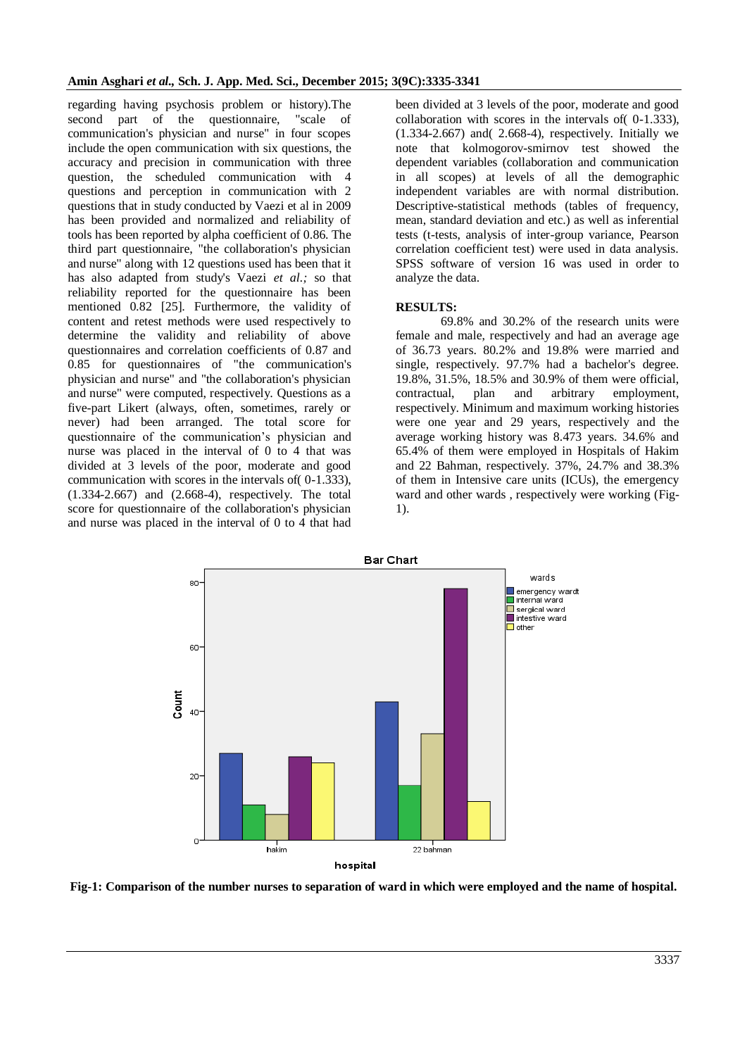regarding having psychosis problem or history).The second part of the questionnaire, "scale of communication's physician and nurse" in four scopes include the open communication with six questions, the accuracy and precision in communication with three question, the scheduled communication with 4 questions and perception in communication with 2 questions that in study conducted by Vaezi et al in 2009 has been provided and normalized and reliability of tools has been reported by alpha coefficient of 0.86. The third part questionnaire, "the collaboration's physician and nurse" along with 12 questions used has been that it has also adapted from study's Vaezi *et al.;* so that reliability reported for the questionnaire has been mentioned 0.82 [25]. Furthermore, the validity of content and retest methods were used respectively to determine the validity and reliability of above questionnaires and correlation coefficients of 0.87 and 0.85 for questionnaires of "the communication's physician and nurse" and "the collaboration's physician and nurse" were computed, respectively. Questions as a five-part Likert (always, often, sometimes, rarely or never) had been arranged. The total score for questionnaire of the communication's physician and nurse was placed in the interval of 0 to 4 that was divided at 3 levels of the poor, moderate and good communication with scores in the intervals of( 0-1.333), (1.334-2.667) and (2.668-4), respectively. The total score for questionnaire of the collaboration's physician and nurse was placed in the interval of 0 to 4 that had been divided at 3 levels of the poor, moderate and good collaboration with scores in the intervals of( 0-1.333), (1.334-2.667) and( 2.668-4), respectively. Initially we note that kolmogorov-smirnov test showed the dependent variables (collaboration and communication in all scopes) at levels of all the demographic independent variables are with normal distribution. Descriptive-statistical methods (tables of frequency, mean, standard deviation and etc.) as well as inferential tests (t-tests, analysis of inter-group variance, Pearson correlation coefficient test) were used in data analysis. SPSS software of version 16 was used in order to analyze the data.

## RESULTS:

69.8% and 30.2% of the research units were female and male, respectively and had an average age of 36.73 years. 80.2% and 19.8% were married and single, respectively. 97.7% had a bachelor's degree. 19.8%, 31.5%, 18.5% and 30.9% of them were official, contractual, plan and arbitrary employment, respectively. Minimum and maximum working histories were one year and 29 years, respectively and the average working history was 8.473 years. 34.6% and 65.4% of them were employed in Hospitals of Hakim and 22 Bahman, respectively. 37%, 24.7% and 38.3% of them in Intensive care units (ICUs), the emergency ward and other wards , respectively were working (Fig-1).

**Fig-1: Comparison of the number nurses to separation of ward in which were employed and the name of hospital.**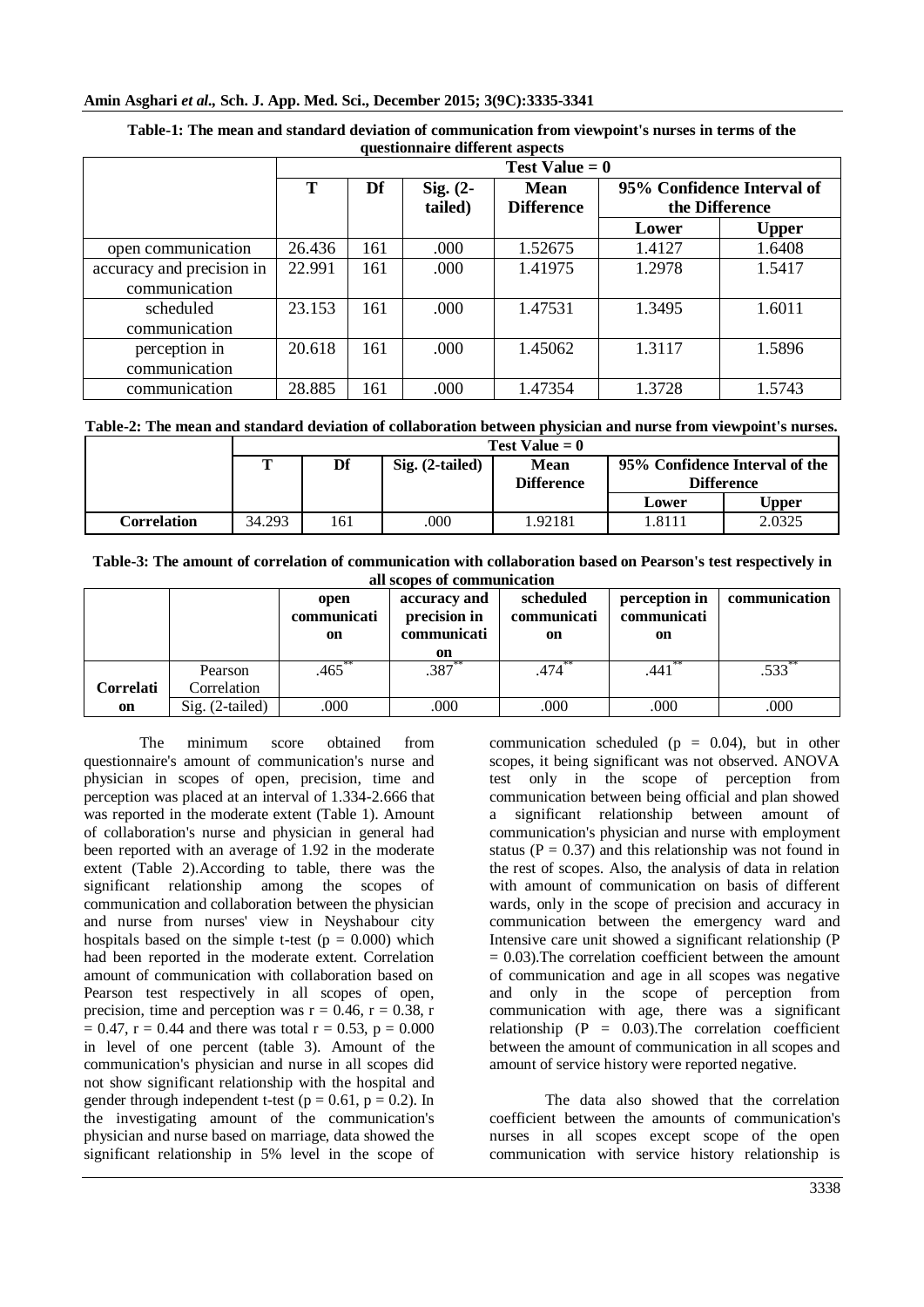**Table-1: The mean and standard deviation of communication from viewpoint's nurses in terms of the questionnaire different aspects**

| | Test Value = 0 | | | | | |
|---|---|---|---|---|---|---|
| | T | Df | Sig. (2-tailed) | Mean Difference | 95% Confidence Interval of the Difference | |
| | | | | | Lower | Upper |
| open communication | 26.436 | 161 | .000 | 1.52675 | 1.4127 | 1.6408 |
| accuracy and precision in communication | 22.991 | 161 | .000 | 1.41975 | 1.2978 | 1.5417 |
| scheduled communication | 23.153 | 161 | .000 | 1.47531 | 1.3495 | 1.6011 |
| perception in communication | 20.618 | 161 | .000 | 1.45062 | 1.3117 | 1.5896 |
| communication | 28.885 | 161 | .000 | 1.47354 | 1.3728 | 1.5743 |

**Table-2: The mean and standard deviation of collaboration between physician and nurse from viewpoint's nurses.**

| | Test Value = 0 | | | | | |
|---|---|---|---|---|---|---|
| | T | Df | Sig. (2-tailed) | Mean Difference | 95% Confidence Interval of the Difference | |
| | | | | | Lower | Upper |
| **Correlation** | 34.293 | 161 | .000 | 1.92181 | 1.8111 | 2.0325 |

**Table-3: The amount of correlation of communication with collaboration based on Pearson's test respectively in all scopes of communication**

| | | open communication | accuracy and precision in communication | scheduled communication | perception in communication | communication |
|---|---|---|---|---|---|---|
| **Correlation** | Pearson Correlation | .465** | .387** | .474** | .441** | .533** |
| | Sig. (2-tailed) | .000 | .000 | .000 | .000 | .000 |

The minimum score obtained from questionnaire's amount of communication's nurse and physician in scopes of open, precision, time and perception was placed at an interval of 1.334-2.666 that was reported in the moderate extent (Table 1). Amount of collaboration's nurse and physician in general had been reported with an average of 1.92 in the moderate extent (Table 2).According to table, there was the significant relationship among the scopes of communication and collaboration between the physician and nurse from nurses' view in Neyshabour city hospitals based on the simple t-test ($p = 0.000$) which had been reported in the moderate extent. Correlation amount of communication with collaboration based on Pearson test respectively in all scopes of open, precision, time and perception was $r = 0.46$, $r = 0.38$, $r = 0.47$, $r = 0.44$ and there was total $r = 0.53$, $p = 0.000$ in level of one percent (table 3). Amount of the communication's physician and nurse in all scopes did not show significant relationship with the hospital and gender through independent t-test ($p = 0.61$, $p = 0.2$). In the investigating amount of the communication's physician and nurse based on marriage, data showed the significant relationship in 5% level in the scope of communication scheduled ($p = 0.04$), but in other scopes, it being significant was not observed. ANOVA test only in the scope of perception from communication between being official and plan showed a significant relationship between amount of communication's physician and nurse with employment status ($P = 0.37$) and this relationship was not found in the rest of scopes. Also, the analysis of data in relation with amount of communication on basis of different wards, only in the scope of precision and accuracy in communication between the emergency ward and Intensive care unit showed a significant relationship ($P = 0.03$).The correlation coefficient between the amount of communication and age in all scopes was negative and only in the scope of perception from communication with age, there was a significant relationship ($P = 0.03$).The correlation coefficient between the amount of communication in all scopes and amount of service history were reported negative.

The data also showed that the correlation coefficient between the amounts of communication's nurses in all scopes except scope of the open communication with service history relationship is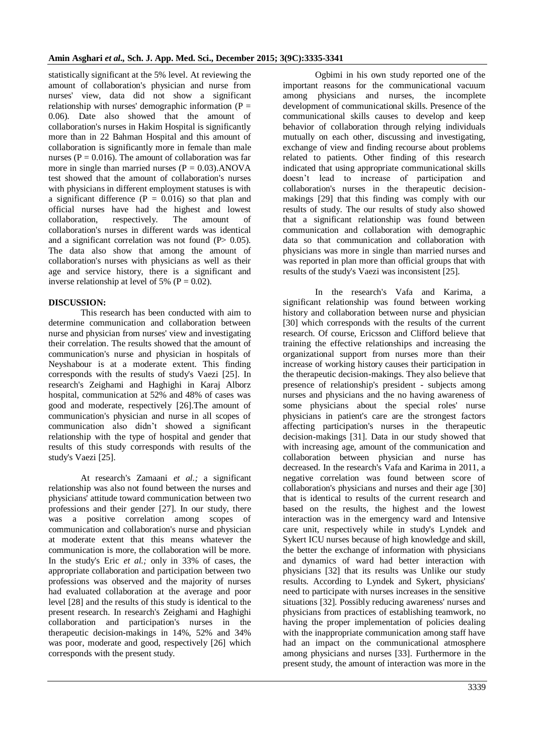statistically significant at the 5% level. At reviewing the amount of collaboration's physician and nurse from nurses' view, data did not show a significant relationship with nurses' demographic information ($P = 0.06$). Date also showed that the amount of collaboration's nurses in Hakim Hospital is significantly more than in 22 Bahman Hospital and this amount of collaboration is significantly more in female than male nurses ($P = 0.016$). The amount of collaboration was far more in single than married nurses ($P = 0.03$).ANOVA test showed that the amount of collaboration's nurses with physicians in different employment statuses is with a significant difference ($P = 0.016$) so that plan and official nurses have had the highest and lowest collaboration, respectively. The amount of collaboration's nurses in different wards was identical and a significant correlation was not found ($P > 0.05$). The data also show that among the amount of collaboration's nurses with physicians as well as their age and service history, there is a significant and inverse relationship at level of 5% ($P = 0.02$).

## DISCUSSION:

This research has been conducted with aim to determine communication and collaboration between nurse and physician from nurses' view and investigating their correlation. The results showed that the amount of communication's nurse and physician in hospitals of Neyshabour is at a moderate extent. This finding corresponds with the results of study's Vaezi [25]. In research's Zeighami and Haghighi in Karaj Alborz hospital, communication at 52% and 48% of cases was good and moderate, respectively [26].The amount of communication's physician and nurse in all scopes of communication also didn't showed a significant relationship with the type of hospital and gender that results of this study corresponds with results of the study's Vaezi [25].

At research's Zamaani *et al.;* a significant relationship was also not found between the nurses and physicians' attitude toward communication between two professions and their gender [27]. In our study, there was a positive correlation among scopes of communication and collaboration's nurse and physician at moderate extent that this means whatever the communication is more, the collaboration will be more. In the study's Eric *et al.;* only in 33% of cases, the appropriate collaboration and participation between two professions was observed and the majority of nurses had evaluated collaboration at the average and poor level [28] and the results of this study is identical to the present research. In research's Zeighami and Haghighi collaboration and participation's nurses in the therapeutic decision-makings in 14%, 52% and 34% was poor, moderate and good, respectively [26] which corresponds with the present study.

Ogbimi in his own study reported one of the important reasons for the communicational vacuum among physicians and nurses, the incomplete development of communicational skills. Presence of the communicational skills causes to develop and keep behavior of collaboration through relying individuals mutually on each other, discussing and investigating, exchange of view and finding recourse about problems related to patients. Other finding of this research indicated that using appropriate communicational skills doesn't lead to increase of participation and collaboration's nurses in the therapeutic decision-makings [29] that this finding was comply with our results of study. The our results of study also showed that a significant relationship was found between communication and collaboration with demographic data so that communication and collaboration with physicians was more in single than married nurses and was reported in plan more than official groups that with results of the study's Vaezi was inconsistent [25].

In the research's Vafa and Karima, a significant relationship was found between working history and collaboration between nurse and physician [30] which corresponds with the results of the current research. Of course, Ericsson and Clifford believe that training the effective relationships and increasing the organizational support from nurses more than their increase of working history causes their participation in the therapeutic decision-makings. They also believe that presence of relationship's president - subjects among nurses and physicians and the no having awareness of some physicians about the special roles' nurse physicians in patient's care are the strongest factors affecting participation's nurses in the therapeutic decision-makings [31]. Data in our study showed that with increasing age, amount of the communication and collaboration between physician and nurse has decreased. In the research's Vafa and Karima in 2011, a negative correlation was found between score of collaboration's physicians and nurses and their age [30] that is identical to results of the current research and based on the results, the highest and the lowest interaction was in the emergency ward and Intensive care unit, respectively while in study's Lyndek and Sykert ICU nurses because of high knowledge and skill, the better the exchange of information with physicians and dynamics of ward had better interaction with physicians [32] that its results was Unlike our study results. According to Lyndek and Sykert, physicians' need to participate with nurses increases in the sensitive situations [32]. Possibly reducing awareness' nurses and physicians from practices of establishing teamwork, no having the proper implementation of policies dealing with the inappropriate communication among staff have had an impact on the communicational atmosphere among physicians and nurses [33]. Furthermore in the present study, the amount of interaction was more in the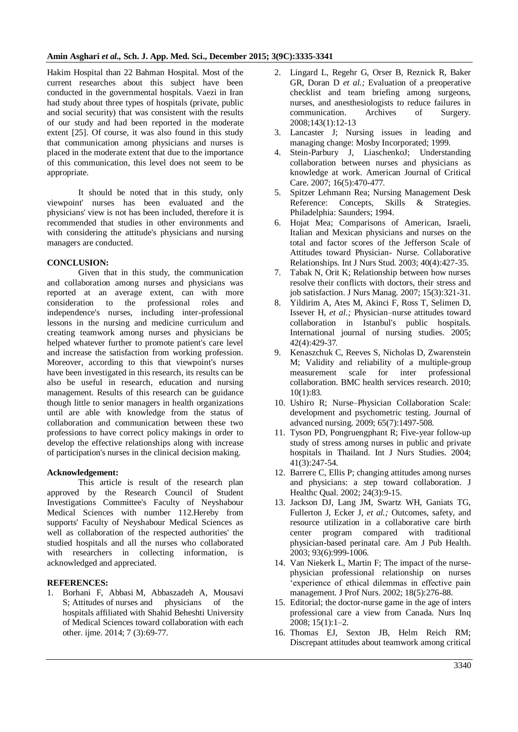Hakim Hospital than 22 Bahman Hospital. Most of the current researches about this subject have been conducted in the governmental hospitals. Vaezi in Iran had study about three types of hospitals (private, public and social security) that was consistent with the results of our study and had been reported in the moderate extent [25]. Of course, it was also found in this study that communication among physicians and nurses is placed in the moderate extent that due to the importance of this communication, this level does not seem to be appropriate.

It should be noted that in this study, only viewpoint' nurses has been evaluated and the physicians' view is not has been included, therefore it is recommended that studies in other environments and with considering the attitude's physicians and nursing managers are conducted.

**CONCLUSION:**

Given that in this study, the communication and collaboration among nurses and physicians was reported at an average extent, can with more consideration to the professional roles and independence's nurses, including inter-professional lessons in the nursing and medicine curriculum and creating teamwork among nurses and physicians be helped whatever further to promote patient's care level and increase the satisfaction from working profession. Moreover, according to this that viewpoint's nurses have been investigated in this research, its results can be also be useful in research, education and nursing management. Results of this research can be guidance though little to senior managers in health organizations until are able with knowledge from the status of collaboration and communication between these two professions to have correct policy makings in order to develop the effective relationships along with increase of participation's nurses in the clinical decision making.

**Acknowledgement:**

This article is result of the research plan approved by the Research Council of Student Investigations Committee's Faculty of Neyshabour Medical Sciences with number 112.Hereby from supports' Faculty of Neyshabour Medical Sciences as well as collaboration of the respected authorities' the studied hospitals and all the nurses who collaborated with researchers in collecting information, is acknowledged and appreciated.

**REFERENCES:**

1. Borhani F, Abbasi M, Abbaszadeh A, Mousavi S; Attitudes of nurses and physicians of the hospitals affiliated with Shahid Beheshti University of Medical Sciences toward collaboration with each other. ijme. 2014; 7 (3):69-77.
2. Lingard L, Regehr G, Orser B, Reznick R, Baker GR, Doran D *et al.;* Evaluation of a preoperative checklist and team briefing among surgeons, nurses, and anesthesiologists to reduce failures in communication. Archives of Surgery. 2008;143(1):12-13
3. Lancaster J; Nursing issues in leading and managing change: Mosby Incorporated; 1999.
4. Stein-Parbury J, LiaschenkoJ; Understanding collaboration between nurses and physicians as knowledge at work. American Journal of Critical Care. 2007; 16(5):470-477.
5. Spitzer Lehmann Rea; Nursing Management Desk Reference: Concepts, Skills & Strategies. Philadelphia: Saunders; 1994.
6. Hojat Mea; Comparisons of American, Israeli, Italian and Mexican physicians and nurses on the total and factor scores of the Jefferson Scale of Attitudes toward Physician- Nurse. Collaborative Relationships. Int J Nurs Stud. 2003; 40(4):427-35.
7. Tabak N, Orit K; Relationship between how nurses resolve their conflicts with doctors, their stress and job satisfaction. J Nurs Manag. 2007; 15(3):321-31.
8. Yildirim A, Ates M, Akinci F, Ross T, Selimen D, Issever H, *et al.;* Physician–nurse attitudes toward collaboration in Istanbul's public hospitals. International journal of nursing studies. 2005; 42(4):429-37.
9. Kenaszchuk C, Reeves S, Nicholas D, Zwarenstein M; Validity and reliability of a multiple-group measurement scale for inter professional collaboration. BMC health services research. 2010; 10(1):83.
10. Ushiro R; Nurse–Physician Collaboration Scale: development and psychometric testing. Journal of advanced nursing. 2009; 65(7):1497-508.
11. Tyson PD, Pongruengphant R; Five-year follow-up study of stress among nurses in public and private hospitals in Thailand. Int J Nurs Studies. 2004; 41(3):247-54.
12. Barrere C, Ellis P; changing attitudes among nurses and physicians: a step toward collaboration. J Healthc Qual. 2002; 24(3):9-15.
13. Jackson DJ, Lang JM, Swartz WH, Ganiats TG, Fullerton J, Ecker J, *et al.;* Outcomes, safety, and resource utilization in a collaborative care birth center program compared with traditional physician-based perinatal care. Am J Pub Health. 2003; 93(6):999-1006.
14. Van Niekerk L, Martin F; The impact of the nurse-physician professional relationship on nurses 'experience of ethical dilemmas in effective pain management. J Prof Nurs. 2002; 18(5):276-88.
15. Editorial; the doctor-nurse game in the age of inters professional care a view from Canada. Nurs Inq 2008; 15(1):1–2.
16. Thomas EJ, Sexton JB, Helm Reich RM; Discrepant attitudes about teamwork among critical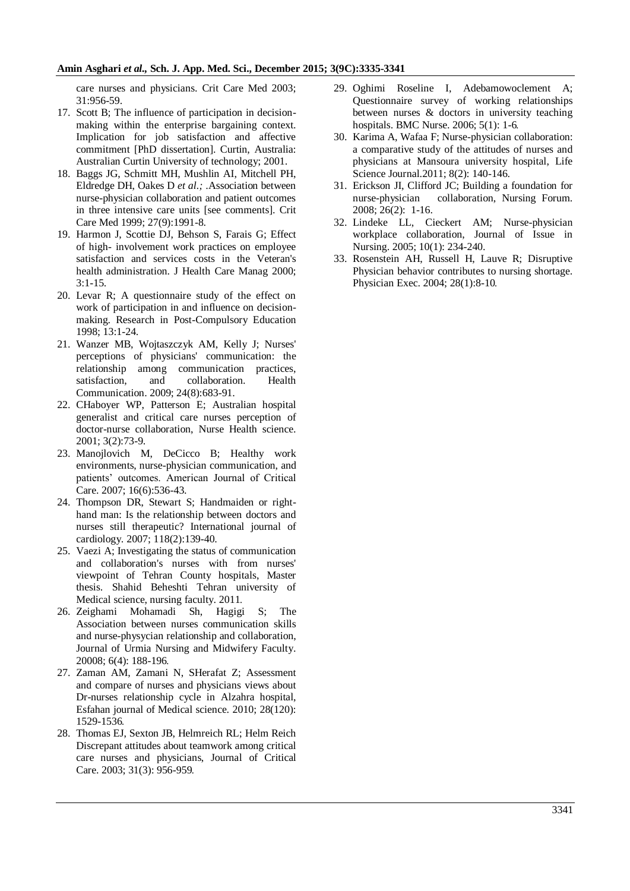care nurses and physicians. Crit Care Med 2003; 31:956-59.

17. Scott B; The influence of participation in decision-making within the enterprise bargaining context. Implication for job satisfaction and affective commitment [PhD dissertation]. Curtin, Australia: Australian Curtin University of technology; 2001.
18. Baggs JG, Schmitt MH, Mushlin AI, Mitchell PH, Eldredge DH, Oakes D *et al.;* .Association between nurse-physician collaboration and patient outcomes in three intensive care units [see comments]. Crit Care Med 1999; 27(9):1991-8.
19. Harmon J, Scottie DJ, Behson S, Farais G; Effect of high- involvement work practices on employee satisfaction and services costs in the Veteran's health administration. J Health Care Manag 2000; 3:1-15.
20. Levar R; A questionnaire study of the effect on work of participation in and influence on decision-making. Research in Post-Compulsory Education 1998; 13:1-24.
21. Wanzer MB, Wojtaszczyk AM, Kelly J; Nurses' perceptions of physicians' communication: the relationship among communication practices, satisfaction, and collaboration. Health Communication. 2009; 24(8):683-91.
22. CHaboyer WP, Patterson E; Australian hospital generalist and critical care nurses perception of doctor-nurse collaboration, Nurse Health science. 2001; 3(2):73-9.
23. Manojlovich M, DeCicco B; Healthy work environments, nurse-physician communication, and patients' outcomes. American Journal of Critical Care. 2007; 16(6):536-43.
24. Thompson DR, Stewart S; Handmaiden or right-hand man: Is the relationship between doctors and nurses still therapeutic? International journal of cardiology. 2007; 118(2):139-40.
25. Vaezi A; Investigating the status of communication and collaboration's nurses with from nurses' viewpoint of Tehran County hospitals, Master thesis. Shahid Beheshti Tehran university of Medical science, nursing faculty. 2011.
26. Zeighami Mohamadi Sh, Hagigi S; The Association between nurses communication skills and nurse-physycian relationship and collaboration, Journal of Urmia Nursing and Midwifery Faculty. 20008; 6(4): 188-196.
27. Zaman AM, Zamani N, SHerafat Z; Assessment and compare of nurses and physicians views about Dr-nurses relationship cycle in Alzahra hospital, Esfahan journal of Medical science. 2010; 28(120): 1529-1536.
28. Thomas EJ, Sexton JB, Helmreich RL; Helm Reich Discrepant attitudes about teamwork among critical care nurses and physicians, Journal of Critical Care. 2003; 31(3): 956-959.
29. Oghimi Roseline I, Adebamowoclement A; Questionnaire survey of working relationships between nurses & doctors in university teaching hospitals. BMC Nurse. 2006; 5(1): 1-6.
30. Karima A, Wafaa F; Nurse-physician collaboration: a comparative study of the attitudes of nurses and physicians at Mansoura university hospital, Life Science Journal.2011; 8(2): 140-146.
31. Erickson JI, Clifford JC; Building a foundation for nurse-physician collaboration, Nursing Forum. 2008; 26(2): 1-16.
32. Lindeke LL, Cieckert AM; Nurse-physician workplace collaboration, Journal of Issue in Nursing. 2005; 10(1): 234-240.
33. Rosenstein AH, Russell H, Lauve R; Disruptive Physician behavior contributes to nursing shortage. Physician Exec. 2004; 28(1):8-10.